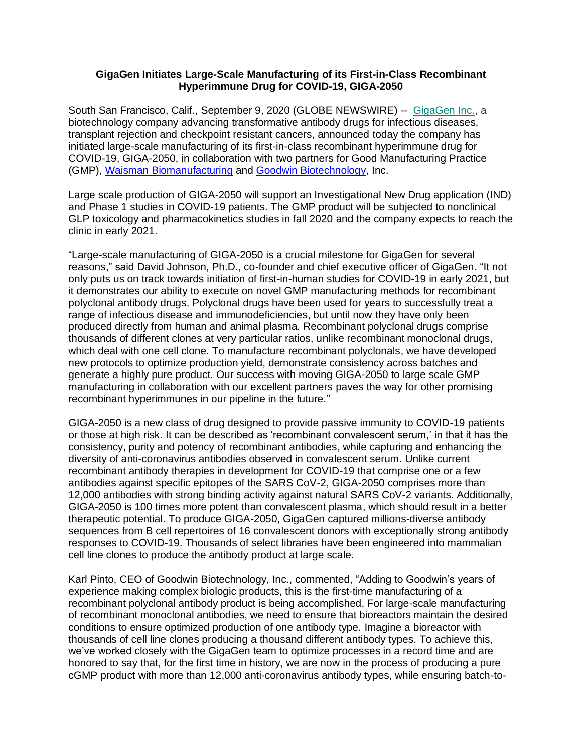**GigaGen Initiates Large-Scale Manufacturing of its First-in-Class Recombinant Hyperimmune Drug for COVID-19, GIGA-2050**

South San Francisco, Calif., September 9, 2020 (GLOBE NEWSWIRE) -- GigaGen Inc., a biotechnology company advancing transformative antibody drugs for infectious diseases, transplant rejection and checkpoint resistant cancers, announced today the company has initiated large-scale manufacturing of its first-in-class recombinant hyperimmune drug for COVID-19, GIGA-2050, in collaboration with two partners for Good Manufacturing Practice (GMP), Waisman Biomanufacturing and Goodwin Biotechnology, Inc.

Large scale production of GIGA-2050 will support an Investigational New Drug application (IND) and Phase 1 studies in COVID-19 patients. The GMP product will be subjected to nonclinical GLP toxicology and pharmacokinetics studies in fall 2020 and the company expects to reach the clinic in early 2021.

"Large-scale manufacturing of GIGA-2050 is a crucial milestone for GigaGen for several reasons," said David Johnson, Ph.D., co-founder and chief executive officer of GigaGen. "It not only puts us on track towards initiation of first-in-human studies for COVID-19 in early 2021, but it demonstrates our ability to execute on novel GMP manufacturing methods for recombinant polyclonal antibody drugs. Polyclonal drugs have been used for years to successfully treat a range of infectious disease and immunodeficiencies, but until now they have only been produced directly from human and animal plasma. Recombinant polyclonal drugs comprise thousands of different clones at very particular ratios, unlike recombinant monoclonal drugs, which deal with one cell clone. To manufacture recombinant polyclonals, we have developed new protocols to optimize production yield, demonstrate consistency across batches and generate a highly pure product. Our success with moving GIGA-2050 to large scale GMP manufacturing in collaboration with our excellent partners paves the way for other promising recombinant hyperimmunes in our pipeline in the future."

GIGA-2050 is a new class of drug designed to provide passive immunity to COVID-19 patients or those at high risk. It can be described as 'recombinant convalescent serum,' in that it has the consistency, purity and potency of recombinant antibodies, while capturing and enhancing the diversity of anti-coronavirus antibodies observed in convalescent serum. Unlike current recombinant antibody therapies in development for COVID-19 that comprise one or a few antibodies against specific epitopes of the SARS CoV-2, GIGA-2050 comprises more than 12,000 antibodies with strong binding activity against natural SARS CoV-2 variants. Additionally, GIGA-2050 is 100 times more potent than convalescent plasma, which should result in a better therapeutic potential. To produce GIGA-2050, GigaGen captured millions-diverse antibody sequences from B cell repertoires of 16 convalescent donors with exceptionally strong antibody responses to COVID-19. Thousands of select libraries have been engineered into mammalian cell line clones to produce the antibody product at large scale.

Karl Pinto, CEO of Goodwin Biotechnology, Inc., commented, "Adding to Goodwin's years of experience making complex biologic products, this is the first-time manufacturing of a recombinant polyclonal antibody product is being accomplished. For large-scale manufacturing of recombinant monoclonal antibodies, we need to ensure that bioreactors maintain the desired conditions to ensure optimized production of one antibody type. Imagine a bioreactor with thousands of cell line clones producing a thousand different antibody types. To achieve this, we've worked closely with the GigaGen team to optimize processes in a record time and are honored to say that, for the first time in history, we are now in the process of producing a pure cGMP product with more than 12,000 anti-coronavirus antibody types, while ensuring batch-to-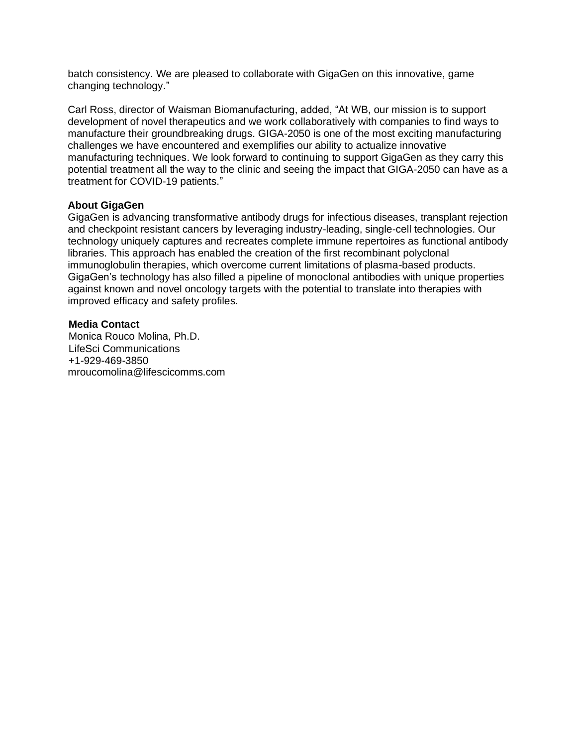batch consistency. We are pleased to collaborate with GigaGen on this innovative, game changing technology."

Carl Ross, director of Waisman Biomanufacturing, added, "At WB, our mission is to support development of novel therapeutics and we work collaboratively with companies to find ways to manufacture their groundbreaking drugs. GIGA-2050 is one of the most exciting manufacturing challenges we have encountered and exemplifies our ability to actualize innovative manufacturing techniques. We look forward to continuing to support GigaGen as they carry this potential treatment all the way to the clinic and seeing the impact that GIGA-2050 can have as a treatment for COVID-19 patients."

**About GigaGen**

GigaGen is advancing transformative antibody drugs for infectious diseases, transplant rejection and checkpoint resistant cancers by leveraging industry-leading, single-cell technologies. Our technology uniquely captures and recreates complete immune repertoires as functional antibody libraries. This approach has enabled the creation of the first recombinant polyclonal immunoglobulin therapies, which overcome current limitations of plasma-based products. GigaGen's technology has also filled a pipeline of monoclonal antibodies with unique properties against known and novel oncology targets with the potential to translate into therapies with improved efficacy and safety profiles.

**Media Contact**

Monica Rouco Molina, Ph.D.
LifeSci Communications
+1-929-469-3850
mroucomolina@lifescicomms.com